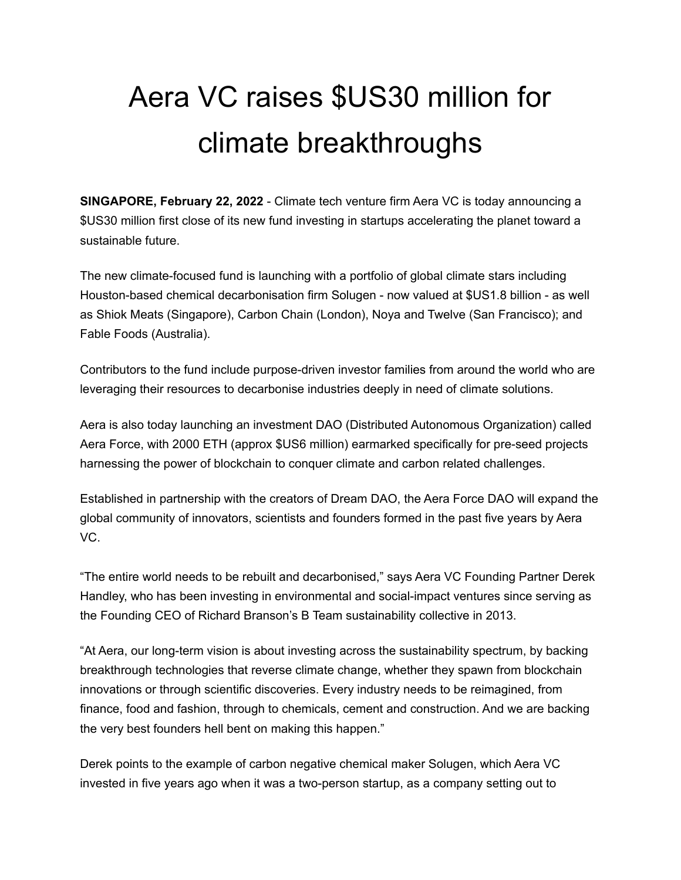# Aera VC raises $US30 million for climate breakthroughs

**SINGAPORE, February 22, 2022** - Climate tech venture firm Aera VC is today announcing a $US30 million first close of its new fund investing in startups accelerating the planet toward a sustainable future.

The new climate-focused fund is launching with a portfolio of global climate stars including Houston-based chemical decarbonisation firm Solugen - now valued at $US1.8 billion - as well as Shiok Meats (Singapore), Carbon Chain (London), Noya and Twelve (San Francisco); and Fable Foods (Australia).

Contributors to the fund include purpose-driven investor families from around the world who are leveraging their resources to decarbonise industries deeply in need of climate solutions.

Aera is also today launching an investment DAO (Distributed Autonomous Organization) called Aera Force, with 2000 ETH (approx $US6 million) earmarked specifically for pre-seed projects harnessing the power of blockchain to conquer climate and carbon related challenges.

Established in partnership with the creators of Dream DAO, the Aera Force DAO will expand the global community of innovators, scientists and founders formed in the past five years by Aera VC.

“The entire world needs to be rebuilt and decarbonised,” says Aera VC Founding Partner Derek Handley, who has been investing in environmental and social-impact ventures since serving as the Founding CEO of Richard Branson’s B Team sustainability collective in 2013.

“At Aera, our long-term vision is about investing across the sustainability spectrum, by backing breakthrough technologies that reverse climate change, whether they spawn from blockchain innovations or through scientific discoveries. Every industry needs to be reimagined, from finance, food and fashion, through to chemicals, cement and construction. And we are backing the very best founders hell bent on making this happen.”

Derek points to the example of carbon negative chemical maker Solugen, which Aera VC invested in five years ago when it was a two-person startup, as a company setting out to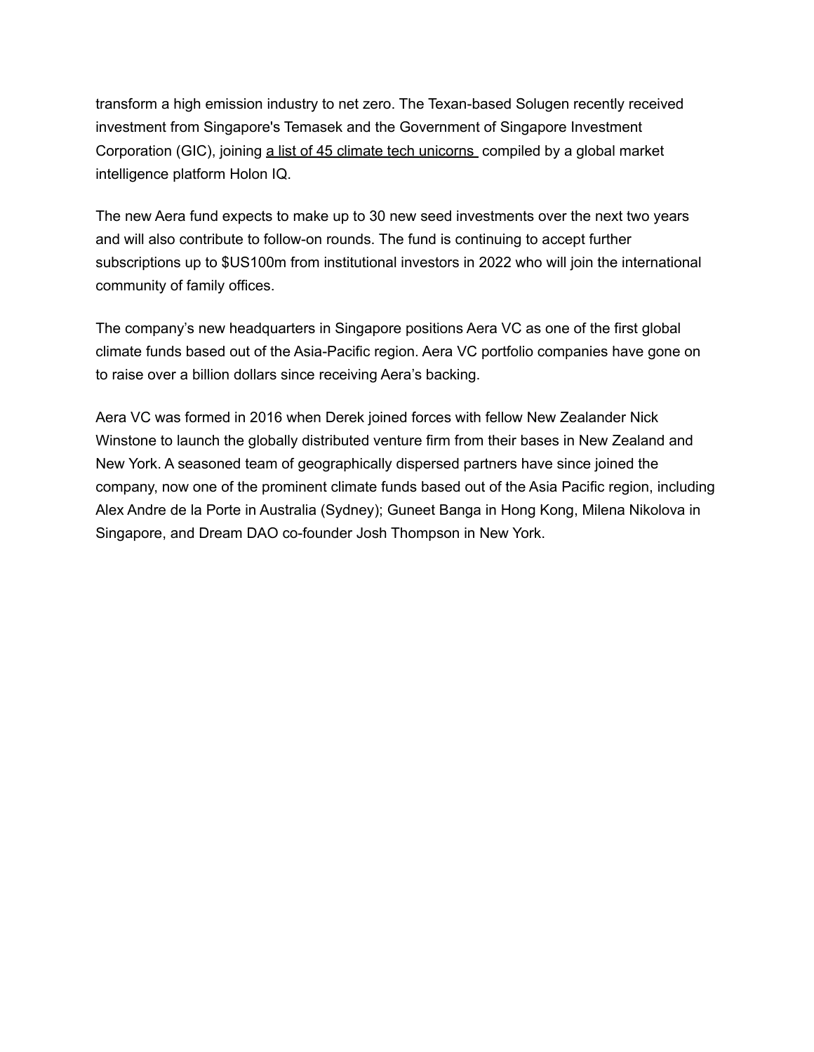transform a high emission industry to net zero. The Texan-based Solugen recently received investment from Singapore's Temasek and the Government of Singapore Investment Corporation (GIC), joining a list of 45 climate tech unicorns compiled by a global market intelligence platform Holon IQ.

The new Aera fund expects to make up to 30 new seed investments over the next two years and will also contribute to follow-on rounds. The fund is continuing to accept further subscriptions up to $US100m from institutional investors in 2022 who will join the international community of family offices.

The company's new headquarters in Singapore positions Aera VC as one of the first global climate funds based out of the Asia-Pacific region. Aera VC portfolio companies have gone on to raise over a billion dollars since receiving Aera's backing.

Aera VC was formed in 2016 when Derek joined forces with fellow New Zealander Nick Winstone to launch the globally distributed venture firm from their bases in New Zealand and New York. A seasoned team of geographically dispersed partners have since joined the company, now one of the prominent climate funds based out of the Asia Pacific region, including Alex Andre de la Porte in Australia (Sydney); Guneet Banga in Hong Kong, Milena Nikolova in Singapore, and Dream DAO co-founder Josh Thompson in New York.